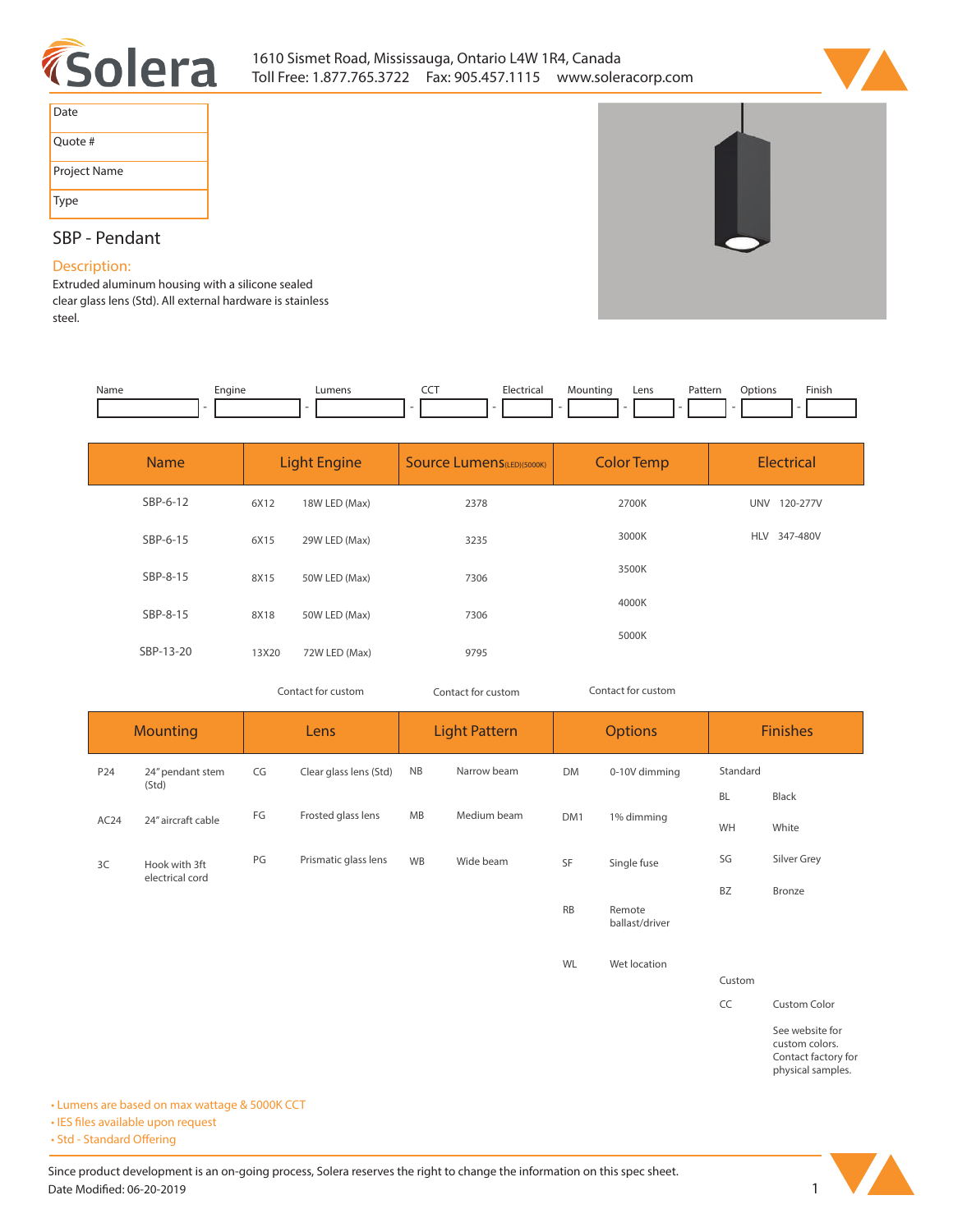Solera

1610 Sismet Road, Mississauga, Ontario L4W 1R4, Canada
Toll Free: 1.877.765.3722   Fax: 905.457.1115   www.soleracorp.com

| Date |
|---|
| Quote # |
| Project Name |
| Type |

## SBP - Pendant

### Description:

Extruded aluminum housing with a silicone sealed clear glass lens (Std). All external hardware is stainless steel.

| Name | | Engine | | Lumens | | CCT | | Electrical | | Mounting | | Lens | | Pattern | | Options | | Finish |
|---|---|---|---|---|---|---|---|---|---|---|---|---|---|---|---|---|---|---|
| | - | | - | | - | | - | | - | | - | | - | | - | | - | |

| Name | Light Engine | | Source Lumens(LED)(5000K) | Color Temp | Electrical |
|---|---|---|---|---|---|
| SBP-6-12 | 6X12 | 18W LED (Max) | 2378 | 2700K | UNV 120-277V |
| SBP-6-15 | 6X15 | 29W LED (Max) | 3235 | 3000K | HLV 347-480V |
| SBP-8-15 | 8X15 | 50W LED (Max) | 7306 | 3500K | |
| SBP-8-15 | 8X18 | 50W LED (Max) | 7306 | 4000K | |
| SBP-13-20 | 13X20 | 72W LED (Max) | 9795 | 5000K | |
| | Contact for custom | | Contact for custom | Contact for custom | |

| Mounting | | Lens | | Light Pattern | | Options | | Finishes | |
|---|---|---|---|---|---|---|---|---|---|
| P24 | 24" pendant stem (Std) | CG | Clear glass lens (Std) | NB | Narrow beam | DM | 0-10V dimming | Standard | |
| | | | | | | | | BL | Black |
| AC24 | 24" aircraft cable | FG | Frosted glass lens | MB | Medium beam | DM1 | 1% dimming | WH | White |
| 3C | Hook with 3ft electrical cord | PG | Prismatic glass lens | WB | Wide beam | SF | Single fuse | SG | Silver Grey |
| | | | | | | | | BZ | Bronze |
| | | | | | | RB | Remote ballast/driver | | |
| | | | | | | WL | Wet location | | |
| | | | | | | | | Custom | |
| | | | | | | | | CC | Custom Color |
| | | | | | | | | | See website for custom colors. Contact factory for physical samples. |

- Lumens are based on max wattage & 5000K CCT
- IES files available upon request
- Std - Standard Offering

Since product development is an on-going process, Solera reserves the right to change the information on this spec sheet.
Date Modified: 06-20-2019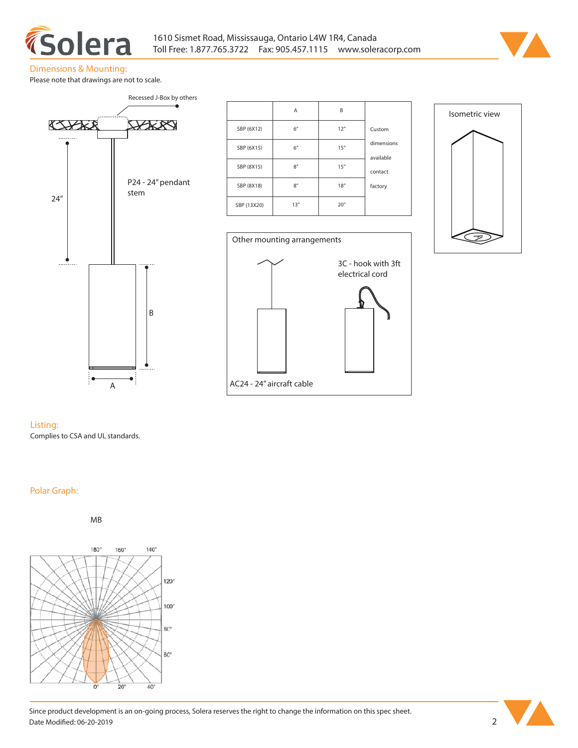## Dimensions & Mounting:

Please note that drawings are not to scale.

Recessed J-Box by others

P24 - 24" pendant stem

24"

B

A

| | A | B | |
|---|---|---|---|
| SBP (6X12) | 6" | 12" | Custom dimensions available contact factory |
| SBP (6X15) | 6" | 15" | |
| SBP (8X15) | 8" | 15" | |
| SBP (8X18) | 8" | 18" | |
| SBP (13X20) | 13" | 20" | |

Isometric view

Other mounting arrangements

3C - hook with 3ft electrical cord

AC24 - 24" aircraft cable

## Listing:

Complies to CSA and UL standards.

## Polar Graph:

MB

180° 160° 140°

120°

100°

80°

60°

0° 20° 40°

Since product development is an on-going process, Solera reserves the right to change the information on this spec sheet.

Date Modified: 06-20-2019